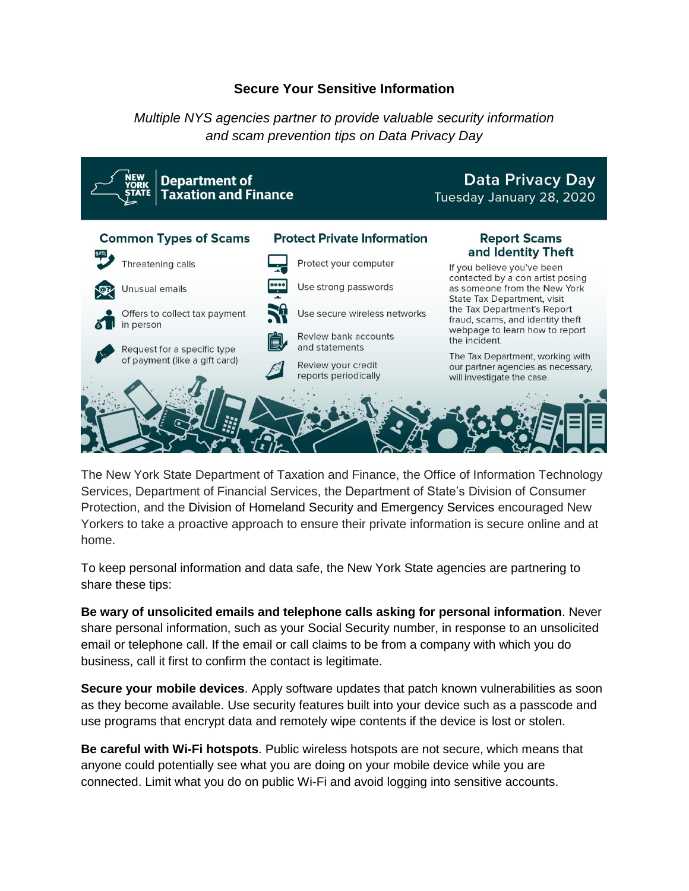# Secure Your Sensitive Information

*Multiple NYS agencies partner to provide valuable security information and scam prevention tips on Data Privacy Day*

**New York State Department of Taxation and Finance**

**Data Privacy Day**
Tuesday January 28, 2020

### Common Types of Scams

- Threatening calls
- Unusual emails
- Offers to collect tax payment in person
- Request for a specific type of payment (like a gift card)

### Protect Private Information

- Protect your computer
- Use strong passwords
- Use secure wireless networks
- Review bank accounts and statements
- Review your credit reports periodically

### Report Scams and Identity Theft

If you believe you've been contacted by a con artist posing as someone from the New York State Tax Department, visit the Tax Department's Report fraud, scams, and identity theft webpage to learn how to report the incident.

The Tax Department, working with our partner agencies as necessary, will investigate the case.

The New York State Department of Taxation and Finance, the Office of Information Technology Services, Department of Financial Services, the Department of State's Division of Consumer Protection, and the Division of Homeland Security and Emergency Services encouraged New Yorkers to take a proactive approach to ensure their private information is secure online and at home.

To keep personal information and data safe, the New York State agencies are partnering to share these tips:

**Be wary of unsolicited emails and telephone calls asking for personal information**. Never share personal information, such as your Social Security number, in response to an unsolicited email or telephone call. If the email or call claims to be from a company with which you do business, call it first to confirm the contact is legitimate.

**Secure your mobile devices**. Apply software updates that patch known vulnerabilities as soon as they become available. Use security features built into your device such as a passcode and use programs that encrypt data and remotely wipe contents if the device is lost or stolen.

**Be careful with Wi-Fi hotspots**. Public wireless hotspots are not secure, which means that anyone could potentially see what you are doing on your mobile device while you are connected. Limit what you do on public Wi-Fi and avoid logging into sensitive accounts.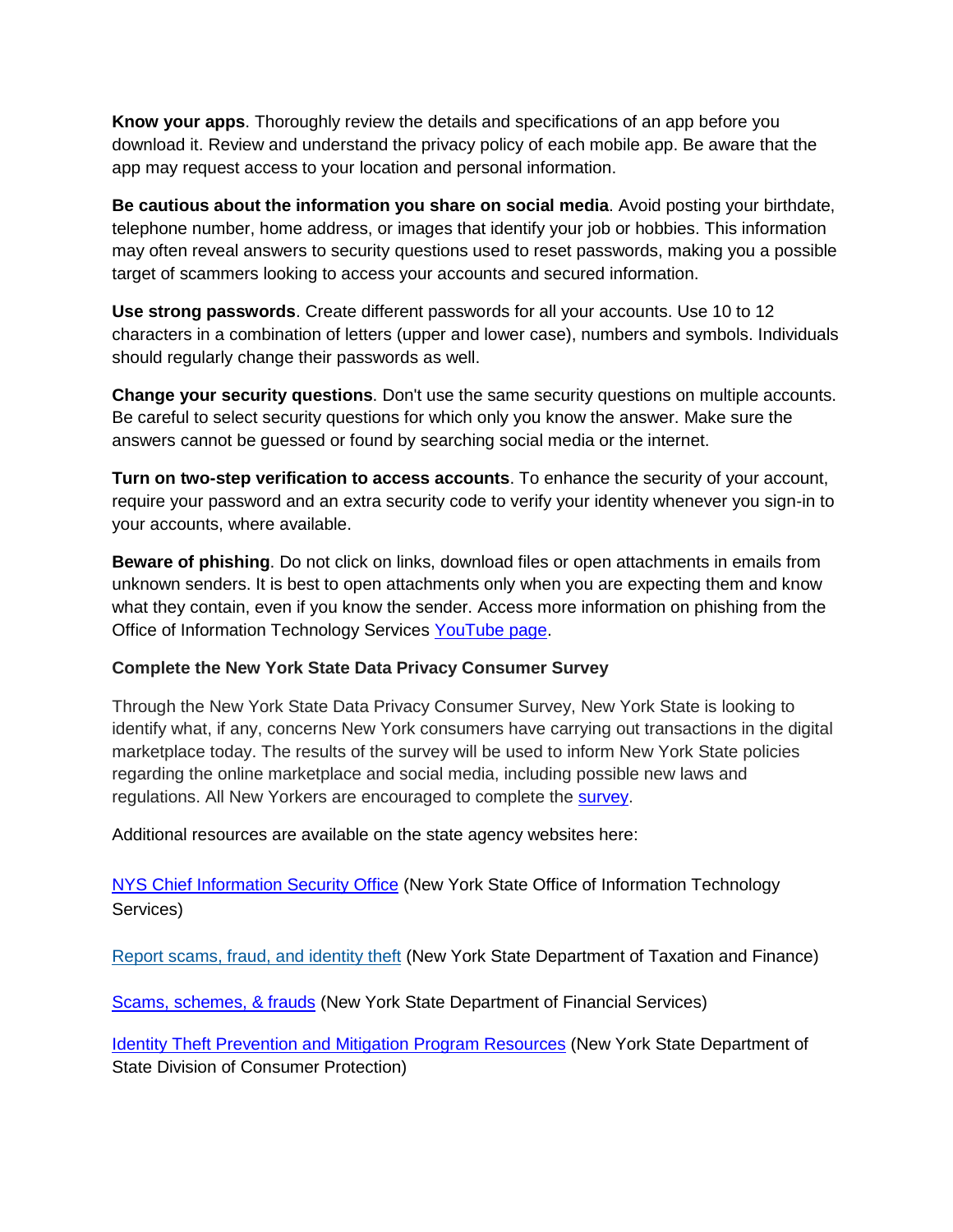**Know your apps**. Thoroughly review the details and specifications of an app before you download it. Review and understand the privacy policy of each mobile app. Be aware that the app may request access to your location and personal information.

**Be cautious about the information you share on social media**. Avoid posting your birthdate, telephone number, home address, or images that identify your job or hobbies. This information may often reveal answers to security questions used to reset passwords, making you a possible target of scammers looking to access your accounts and secured information.

**Use strong passwords**. Create different passwords for all your accounts. Use 10 to 12 characters in a combination of letters (upper and lower case), numbers and symbols. Individuals should regularly change their passwords as well.

**Change your security questions**. Don't use the same security questions on multiple accounts. Be careful to select security questions for which only you know the answer. Make sure the answers cannot be guessed or found by searching social media or the internet.

**Turn on two-step verification to access accounts**. To enhance the security of your account, require your password and an extra security code to verify your identity whenever you sign-in to your accounts, where available.

**Beware of phishing**. Do not click on links, download files or open attachments in emails from unknown senders. It is best to open attachments only when you are expecting them and know what they contain, even if you know the sender. Access more information on phishing from the Office of Information Technology Services YouTube page.

**Complete the New York State Data Privacy Consumer Survey**

Through the New York State Data Privacy Consumer Survey, New York State is looking to identify what, if any, concerns New York consumers have carrying out transactions in the digital marketplace today. The results of the survey will be used to inform New York State policies regarding the online marketplace and social media, including possible new laws and regulations. All New Yorkers are encouraged to complete the survey.

Additional resources are available on the state agency websites here:

NYS Chief Information Security Office (New York State Office of Information Technology Services)

Report scams, fraud, and identity theft (New York State Department of Taxation and Finance)

Scams, schemes, & frauds (New York State Department of Financial Services)

Identity Theft Prevention and Mitigation Program Resources (New York State Department of State Division of Consumer Protection)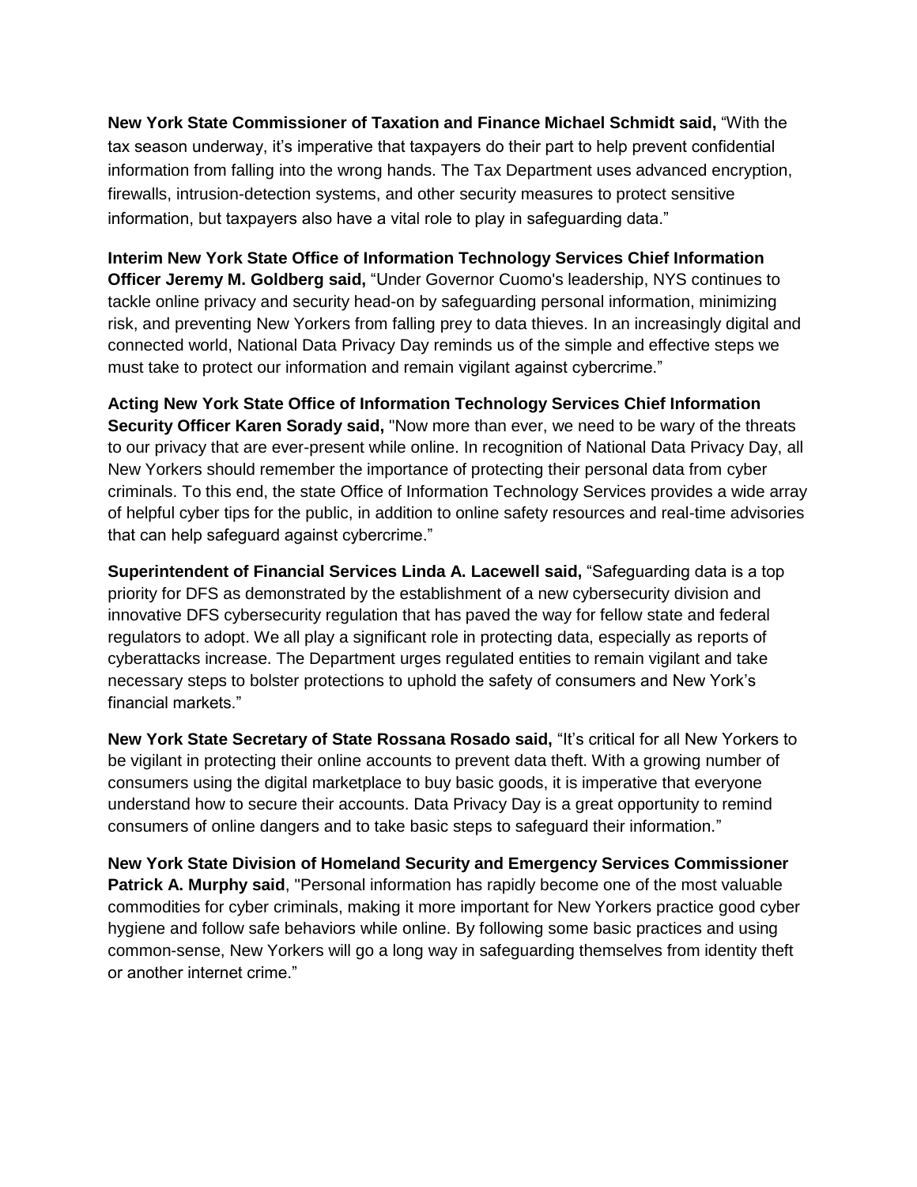**New York State Commissioner of Taxation and Finance Michael Schmidt said,** "With the tax season underway, it's imperative that taxpayers do their part to help prevent confidential information from falling into the wrong hands. The Tax Department uses advanced encryption, firewalls, intrusion-detection systems, and other security measures to protect sensitive information, but taxpayers also have a vital role to play in safeguarding data."

**Interim New York State Office of Information Technology Services Chief Information Officer Jeremy M. Goldberg said,** "Under Governor Cuomo's leadership, NYS continues to tackle online privacy and security head-on by safeguarding personal information, minimizing risk, and preventing New Yorkers from falling prey to data thieves. In an increasingly digital and connected world, National Data Privacy Day reminds us of the simple and effective steps we must take to protect our information and remain vigilant against cybercrime."

**Acting New York State Office of Information Technology Services Chief Information Security Officer Karen Sorady said,** "Now more than ever, we need to be wary of the threats to our privacy that are ever-present while online. In recognition of National Data Privacy Day, all New Yorkers should remember the importance of protecting their personal data from cyber criminals. To this end, the state Office of Information Technology Services provides a wide array of helpful cyber tips for the public, in addition to online safety resources and real-time advisories that can help safeguard against cybercrime."

**Superintendent of Financial Services Linda A. Lacewell said,** "Safeguarding data is a top priority for DFS as demonstrated by the establishment of a new cybersecurity division and innovative DFS cybersecurity regulation that has paved the way for fellow state and federal regulators to adopt. We all play a significant role in protecting data, especially as reports of cyberattacks increase. The Department urges regulated entities to remain vigilant and take necessary steps to bolster protections to uphold the safety of consumers and New York's financial markets."

**New York State Secretary of State Rossana Rosado said,** "It's critical for all New Yorkers to be vigilant in protecting their online accounts to prevent data theft. With a growing number of consumers using the digital marketplace to buy basic goods, it is imperative that everyone understand how to secure their accounts. Data Privacy Day is a great opportunity to remind consumers of online dangers and to take basic steps to safeguard their information."

**New York State Division of Homeland Security and Emergency Services Commissioner Patrick A. Murphy said**, "Personal information has rapidly become one of the most valuable commodities for cyber criminals, making it more important for New Yorkers practice good cyber hygiene and follow safe behaviors while online. By following some basic practices and using common-sense, New Yorkers will go a long way in safeguarding themselves from identity theft or another internet crime."